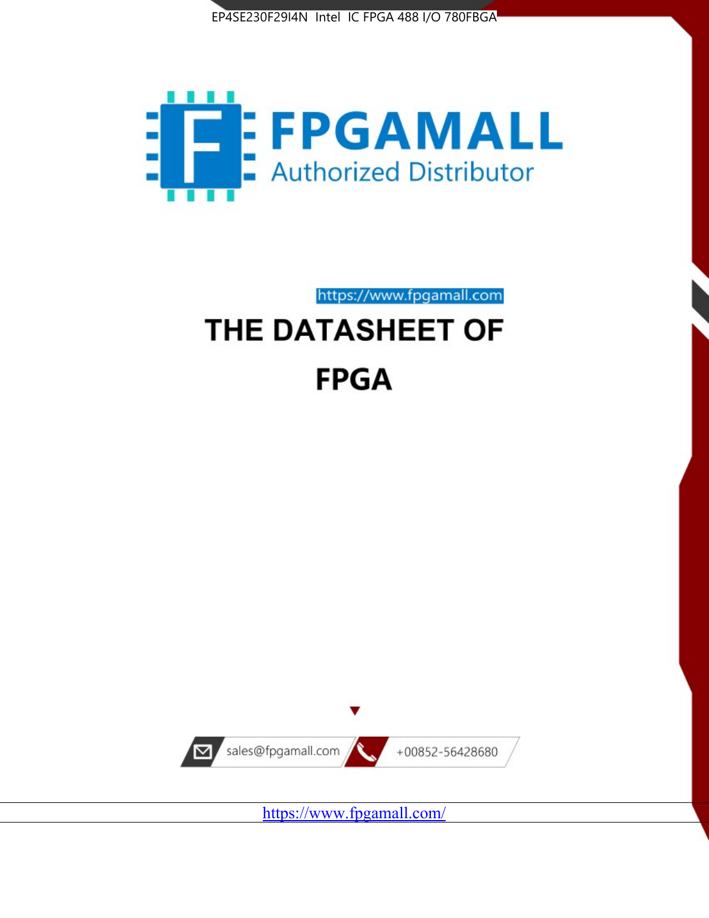EP4SE230F29I4N Intel IC FPGA 488 I/O 780FBGA

FPGAMALL

Authorized Distributor

https://www.fpgamall.com

# THE DATASHEET OF

# FPGA

sales@fpgamall.com

+00852-56428680

https://www.fpgamall.com/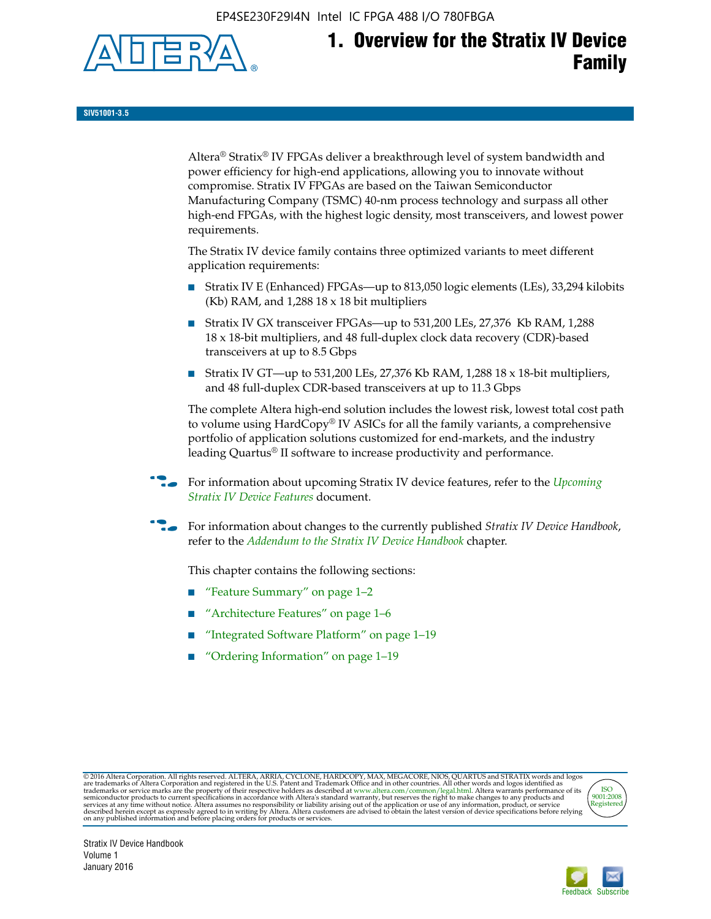# 1. Overview for the Stratix IV Device Family

SIV51001-3.5

Altera® Stratix® IV FPGAs deliver a breakthrough level of system bandwidth and power efficiency for high-end applications, allowing you to innovate without compromise. Stratix IV FPGAs are based on the Taiwan Semiconductor Manufacturing Company (TSMC) 40-nm process technology and surpass all other high-end FPGAs, with the highest logic density, most transceivers, and lowest power requirements.

The Stratix IV device family contains three optimized variants to meet different application requirements:

- Stratix IV E (Enhanced) FPGAs—up to 813,050 logic elements (LEs), 33,294 kilobits (Kb) RAM, and 1,288 18 x 18 bit multipliers
- Stratix IV GX transceiver FPGAs—up to 531,200 LEs, 27,376 Kb RAM, 1,288 18 x 18-bit multipliers, and 48 full-duplex clock data recovery (CDR)-based transceivers at up to 8.5 Gbps
- Stratix IV GT—up to 531,200 LEs, 27,376 Kb RAM, 1,288 18 x 18-bit multipliers, and 48 full-duplex CDR-based transceivers at up to 11.3 Gbps

The complete Altera high-end solution includes the lowest risk, lowest total cost path to volume using HardCopy® IV ASICs for all the family variants, a comprehensive portfolio of application solutions customized for end-markets, and the industry leading Quartus® II software to increase productivity and performance.

For information about upcoming Stratix IV device features, refer to the *Upcoming Stratix IV Device Features* document.

For information about changes to the currently published *Stratix IV Device Handbook*, refer to the *Addendum to the Stratix IV Device Handbook* chapter.

This chapter contains the following sections:

- "Feature Summary" on page 1–2
- "Architecture Features" on page 1–6
- "Integrated Software Platform" on page 1–19
- "Ordering Information" on page 1–19

© 2016 Altera Corporation. All rights reserved. ALTERA, ARRIA, CYCLONE, HARDCOPY, MAX, MEGACORE, NIOS, QUARTUS and STRATIX words and logos are trademarks of Altera Corporation and registered in the U.S. Patent and Trademark Office and in other countries. All other words and logos identified as trademarks or service marks are the property of their respective holders as described at www.altera.com/common/legal.html. Altera warrants performance of its semiconductor products to current specifications in accordance with Altera's standard warranty, but reserves the right to make changes to any products and services at any time without notice. Altera assumes no responsibility or liability arising out of the application or use of any information, product, or service described herein except as expressly agreed to in writing by Altera. Altera customers are advised to obtain the latest version of device specifications before relying on any published information and before placing orders for products or services.

Stratix IV Device Handbook
Volume 1
January 2016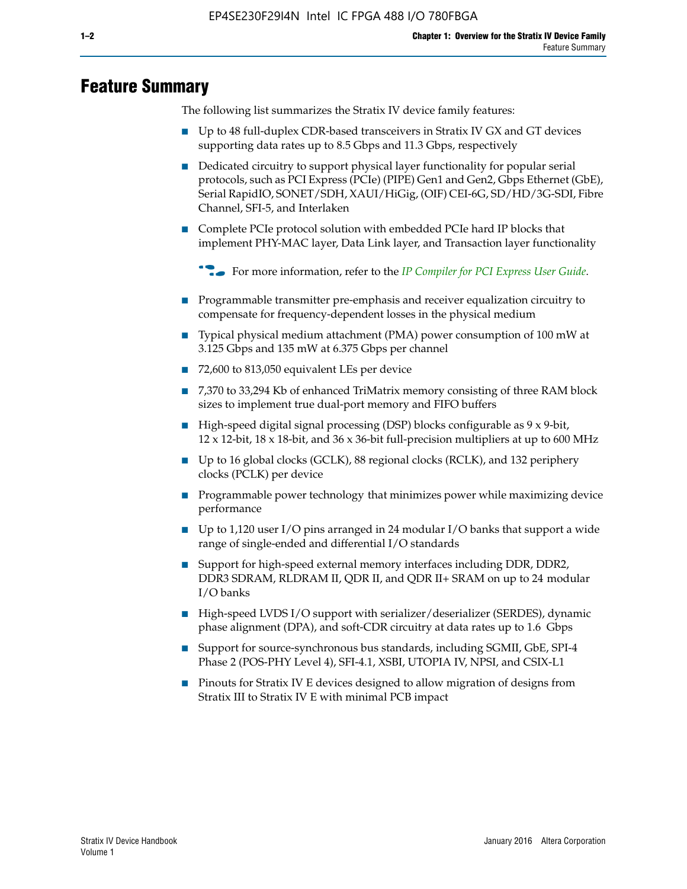# Feature Summary

The following list summarizes the Stratix IV device family features:

- Up to 48 full-duplex CDR-based transceivers in Stratix IV GX and GT devices supporting data rates up to 8.5 Gbps and 11.3 Gbps, respectively
- Dedicated circuitry to support physical layer functionality for popular serial protocols, such as PCI Express (PCIe) (PIPE) Gen1 and Gen2, Gbps Ethernet (GbE), Serial RapidIO, SONET/SDH, XAUI/HiGig, (OIF) CEI-6G, SD/HD/3G-SDI, Fibre Channel, SFI-5, and Interlaken
- Complete PCIe protocol solution with embedded PCIe hard IP blocks that implement PHY-MAC layer, Data Link layer, and Transaction layer functionality

  For more information, refer to the *IP Compiler for PCI Express User Guide*.

- Programmable transmitter pre-emphasis and receiver equalization circuitry to compensate for frequency-dependent losses in the physical medium
- Typical physical medium attachment (PMA) power consumption of 100 mW at 3.125 Gbps and 135 mW at 6.375 Gbps per channel
- 72,600 to 813,050 equivalent LEs per device
- 7,370 to 33,294 Kb of enhanced TriMatrix memory consisting of three RAM block sizes to implement true dual-port memory and FIFO buffers
- High-speed digital signal processing (DSP) blocks configurable as 9 x 9-bit, 12 x 12-bit, 18 x 18-bit, and 36 x 36-bit full-precision multipliers at up to 600 MHz
- Up to 16 global clocks (GCLK), 88 regional clocks (RCLK), and 132 periphery clocks (PCLK) per device
- Programmable power technology that minimizes power while maximizing device performance
- Up to 1,120 user I/O pins arranged in 24 modular I/O banks that support a wide range of single-ended and differential I/O standards
- Support for high-speed external memory interfaces including DDR, DDR2, DDR3 SDRAM, RLDRAM II, QDR II, and QDR II+ SRAM on up to 24 modular I/O banks
- High-speed LVDS I/O support with serializer/deserializer (SERDES), dynamic phase alignment (DPA), and soft-CDR circuitry at data rates up to 1.6 Gbps
- Support for source-synchronous bus standards, including SGMII, GbE, SPI-4 Phase 2 (POS-PHY Level 4), SFI-4.1, XSBI, UTOPIA IV, NPSI, and CSIX-L1
- Pinouts for Stratix IV E devices designed to allow migration of designs from Stratix III to Stratix IV E with minimal PCB impact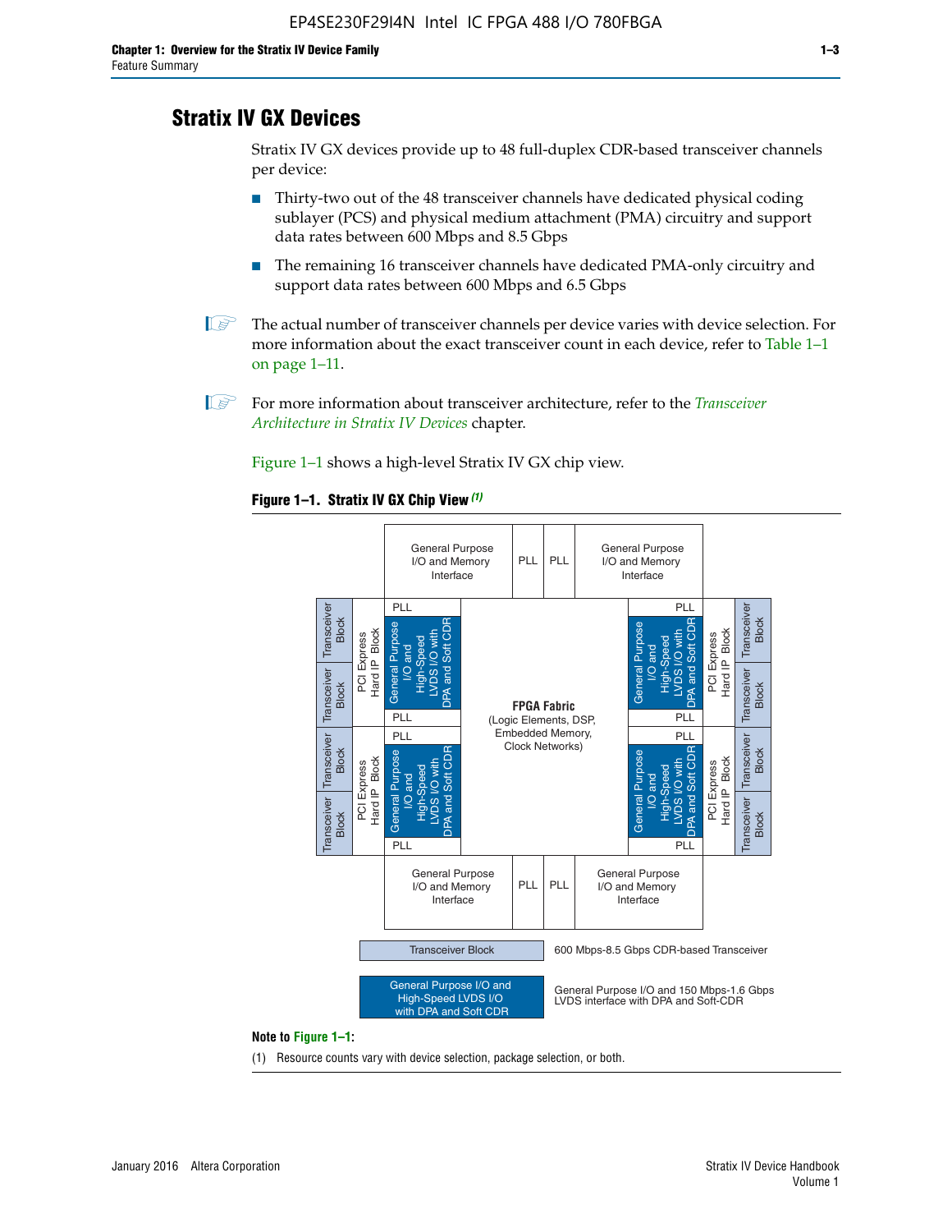## Stratix IV GX Devices

Stratix IV GX devices provide up to 48 full-duplex CDR-based transceiver channels per device:

- Thirty-two out of the 48 transceiver channels have dedicated physical coding sublayer (PCS) and physical medium attachment (PMA) circuitry and support data rates between 600 Mbps and 8.5 Gbps
- The remaining 16 transceiver channels have dedicated PMA-only circuitry and support data rates between 600 Mbps and 6.5 Gbps

The actual number of transceiver channels per device varies with device selection. For more information about the exact transceiver count in each device, refer to Table 1–1 on page 1–11.

For more information about transceiver architecture, refer to the *Transceiver Architecture in Stratix IV Devices* chapter.

Figure 1–1 shows a high-level Stratix IV GX chip view.

**Figure 1–1. Stratix IV GX Chip View (1)**

Transceiver Block — 600 Mbps-8.5 Gbps CDR-based Transceiver

General Purpose I/O and High-Speed LVDS I/O with DPA and Soft CDR — General Purpose I/O and 150 Mbps-1.6 Gbps LVDS interface with DPA and Soft-CDR

**Note to Figure 1–1:**

(1) Resource counts vary with device selection, package selection, or both.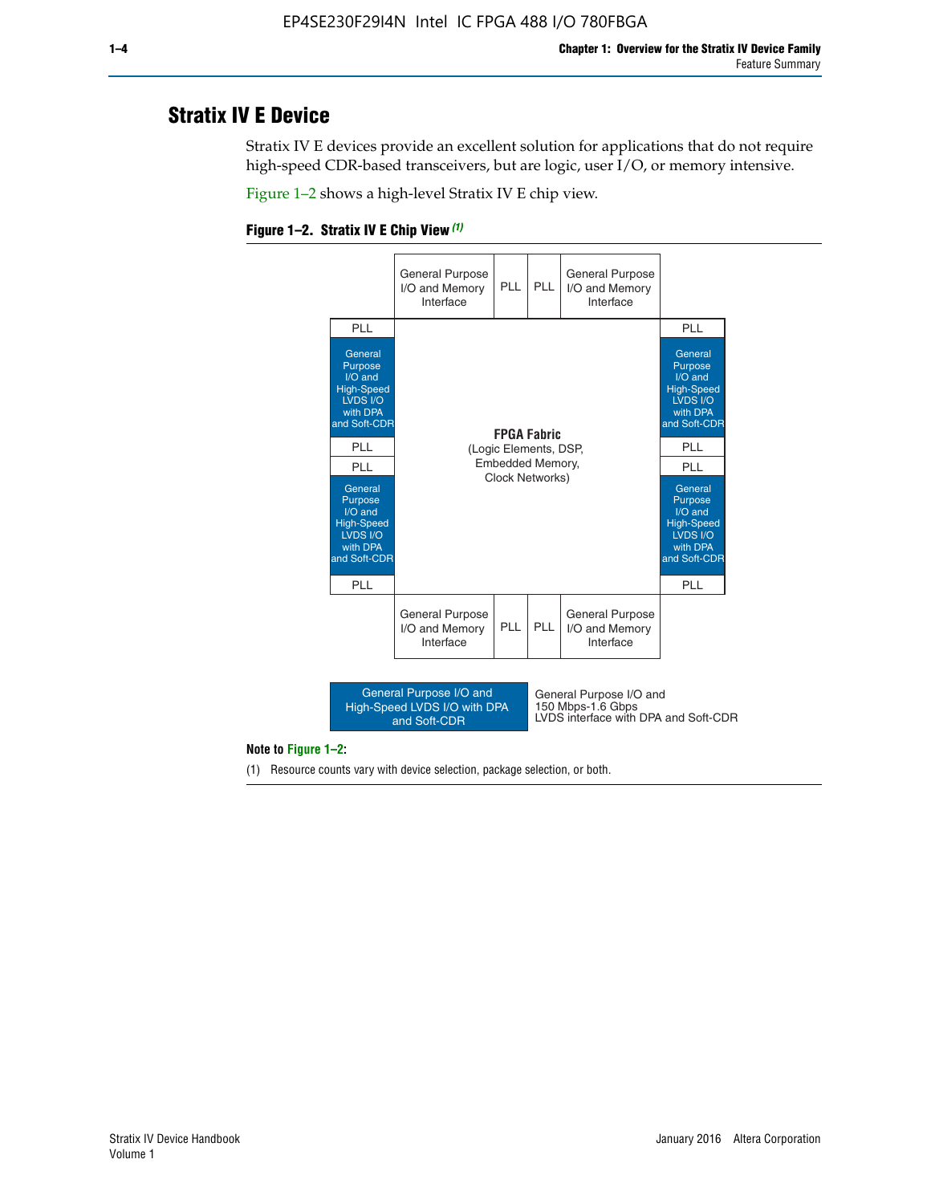## Stratix IV E Device

Stratix IV E devices provide an excellent solution for applications that do not require high-speed CDR-based transceivers, but are logic, user I/O, or memory intensive.

Figure 1–2 shows a high-level Stratix IV E chip view.

**Figure 1–2. Stratix IV E Chip View** *(1)*

General Purpose I/O and Memory Interface | PLL | PLL | General Purpose I/O and Memory Interface

PLL | General Purpose I/O and High-Speed LVDS I/O with DPA and Soft-CDR | PLL | PLL | General Purpose I/O and High-Speed LVDS I/O with DPA and Soft-CDR | PLL

**FPGA Fabric**
(Logic Elements, DSP, Embedded Memory, Clock Networks)

PLL | General Purpose I/O and High-Speed LVDS I/O with DPA and Soft-CDR | PLL | PLL | General Purpose I/O and High-Speed LVDS I/O with DPA and Soft-CDR | PLL

General Purpose I/O and Memory Interface | PLL | PLL | General Purpose I/O and Memory Interface

General Purpose I/O and High-Speed LVDS I/O with DPA and Soft-CDR — General Purpose I/O and 150 Mbps-1.6 Gbps LVDS interface with DPA and Soft-CDR

**Note to Figure 1–2:**

(1) Resource counts vary with device selection, package selection, or both.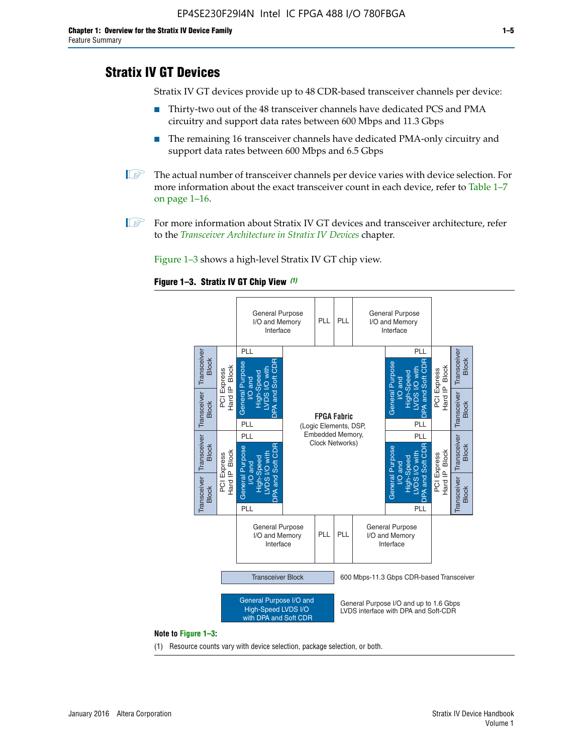# Stratix IV GT Devices

Stratix IV GT devices provide up to 48 CDR-based transceiver channels per device:

- Thirty-two out of the 48 transceiver channels have dedicated PCS and PMA circuitry and support data rates between 600 Mbps and 11.3 Gbps
- The remaining 16 transceiver channels have dedicated PMA-only circuitry and support data rates between 600 Mbps and 6.5 Gbps

The actual number of transceiver channels per device varies with device selection. For more information about the exact transceiver count in each device, refer to Table 1–7 on page 1–16.

For more information about Stratix IV GT devices and transceiver architecture, refer to the *Transceiver Architecture in Stratix IV Devices* chapter.

Figure 1–3 shows a high-level Stratix IV GT chip view.

**Figure 1–3. Stratix IV GT Chip View** *(1)*

General Purpose I/O and Memory Interface | PLL | PLL | General Purpose I/O and Memory Interface

Transceiver Block | Transceiver Block | PCI Express Hard IP Block | PLL | General Purpose I/O and High-Speed LVDS I/O with DPA and Soft CDR | PLL

**FPGA Fabric** (Logic Elements, DSP, Embedded Memory, Clock Networks)

600 Mbps-11.3 Gbps CDR-based Transceiver

General Purpose I/O and up to 1.6 Gbps LVDS interface with DPA and Soft-CDR

**Note to Figure 1–3:**

(1) Resource counts vary with device selection, package selection, or both.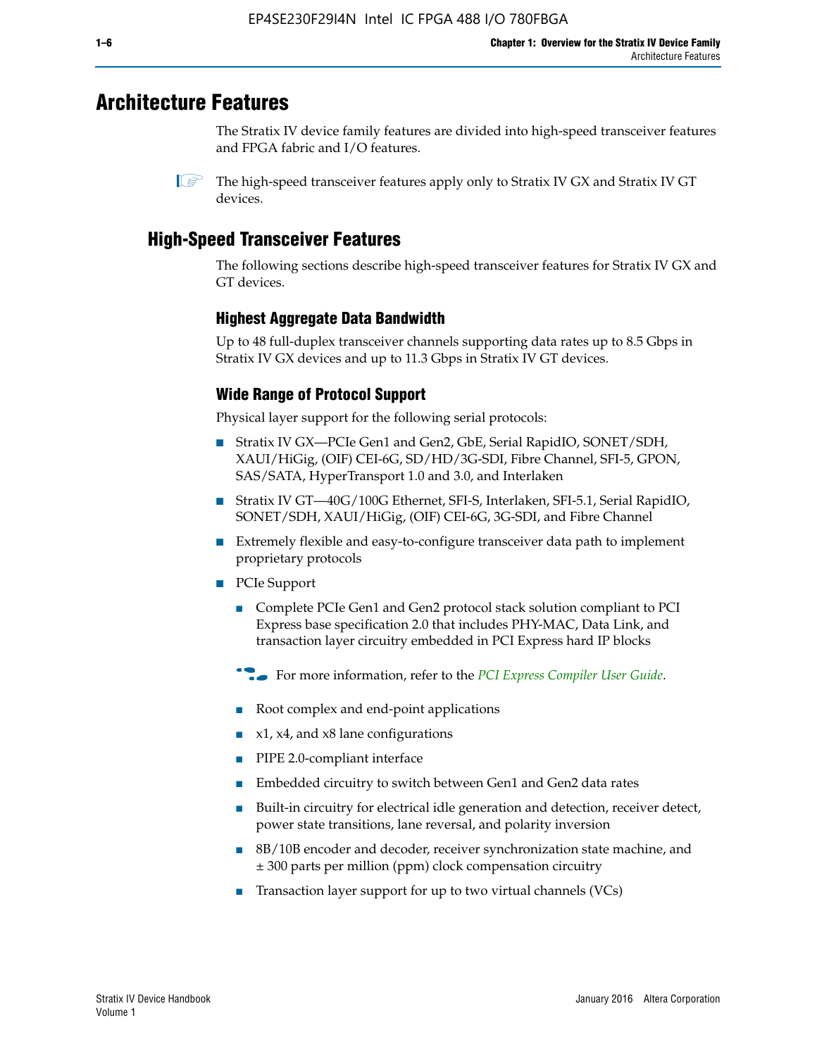# Architecture Features

The Stratix IV device family features are divided into high-speed transceiver features and FPGA fabric and I/O features.

The high-speed transceiver features apply only to Stratix IV GX and Stratix IV GT devices.

## High-Speed Transceiver Features

The following sections describe high-speed transceiver features for Stratix IV GX and GT devices.

### Highest Aggregate Data Bandwidth

Up to 48 full-duplex transceiver channels supporting data rates up to 8.5 Gbps in Stratix IV GX devices and up to 11.3 Gbps in Stratix IV GT devices.

### Wide Range of Protocol Support

Physical layer support for the following serial protocols:

- Stratix IV GX—PCIe Gen1 and Gen2, GbE, Serial RapidIO, SONET/SDH, XAUI/HiGig, (OIF) CEI-6G, SD/HD/3G-SDI, Fibre Channel, SFI-5, GPON, SAS/SATA, HyperTransport 1.0 and 3.0, and Interlaken
- Stratix IV GT—40G/100G Ethernet, SFI-S, Interlaken, SFI-5.1, Serial RapidIO, SONET/SDH, XAUI/HiGig, (OIF) CEI-6G, 3G-SDI, and Fibre Channel
- Extremely flexible and easy-to-configure transceiver data path to implement proprietary protocols
- PCIe Support
  - Complete PCIe Gen1 and Gen2 protocol stack solution compliant to PCI Express base specification 2.0 that includes PHY-MAC, Data Link, and transaction layer circuitry embedded in PCI Express hard IP blocks

  For more information, refer to the *PCI Express Compiler User Guide*.

  - Root complex and end-point applications
  - x1, x4, and x8 lane configurations
  - PIPE 2.0-compliant interface
  - Embedded circuitry to switch between Gen1 and Gen2 data rates
  - Built-in circuitry for electrical idle generation and detection, receiver detect, power state transitions, lane reversal, and polarity inversion
  - 8B/10B encoder and decoder, receiver synchronization state machine, and ± 300 parts per million (ppm) clock compensation circuitry
  - Transaction layer support for up to two virtual channels (VCs)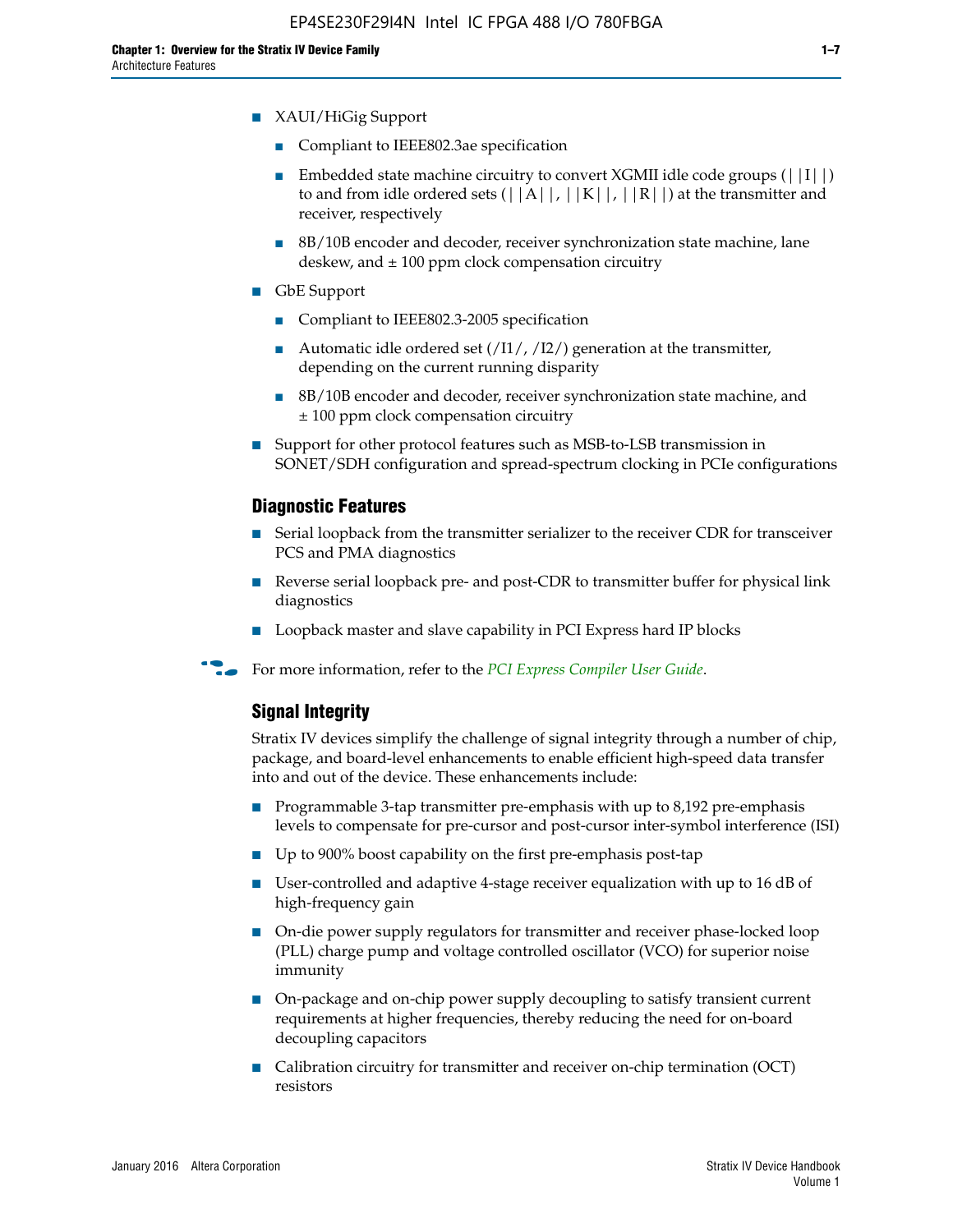- XAUI/HiGig Support
  - Compliant to IEEE802.3ae specification
  - Embedded state machine circuitry to convert XGMII idle code groups (||I||) to and from idle ordered sets (||A||, ||K||, ||R||) at the transmitter and receiver, respectively
  - 8B/10B encoder and decoder, receiver synchronization state machine, lane deskew, and ± 100 ppm clock compensation circuitry
- GbE Support
  - Compliant to IEEE802.3-2005 specification
  - Automatic idle ordered set (/I1/, /I2/) generation at the transmitter, depending on the current running disparity
  - 8B/10B encoder and decoder, receiver synchronization state machine, and ± 100 ppm clock compensation circuitry
- Support for other protocol features such as MSB-to-LSB transmission in SONET/SDH configuration and spread-spectrum clocking in PCIe configurations

### Diagnostic Features

- Serial loopback from the transmitter serializer to the receiver CDR for transceiver PCS and PMA diagnostics
- Reverse serial loopback pre- and post-CDR to transmitter buffer for physical link diagnostics
- Loopback master and slave capability in PCI Express hard IP blocks

For more information, refer to the *PCI Express Compiler User Guide*.

### Signal Integrity

Stratix IV devices simplify the challenge of signal integrity through a number of chip, package, and board-level enhancements to enable efficient high-speed data transfer into and out of the device. These enhancements include:

- Programmable 3-tap transmitter pre-emphasis with up to 8,192 pre-emphasis levels to compensate for pre-cursor and post-cursor inter-symbol interference (ISI)
- Up to 900% boost capability on the first pre-emphasis post-tap
- User-controlled and adaptive 4-stage receiver equalization with up to 16 dB of high-frequency gain
- On-die power supply regulators for transmitter and receiver phase-locked loop (PLL) charge pump and voltage controlled oscillator (VCO) for superior noise immunity
- On-package and on-chip power supply decoupling to satisfy transient current requirements at higher frequencies, thereby reducing the need for on-board decoupling capacitors
- Calibration circuitry for transmitter and receiver on-chip termination (OCT) resistors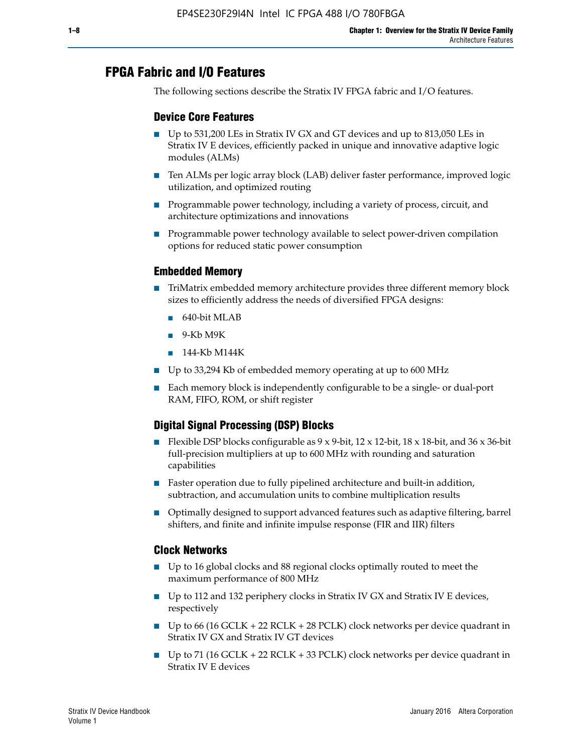## FPGA Fabric and I/O Features

The following sections describe the Stratix IV FPGA fabric and I/O features.

### Device Core Features

- Up to 531,200 LEs in Stratix IV GX and GT devices and up to 813,050 LEs in Stratix IV E devices, efficiently packed in unique and innovative adaptive logic modules (ALMs)
- Ten ALMs per logic array block (LAB) deliver faster performance, improved logic utilization, and optimized routing
- Programmable power technology, including a variety of process, circuit, and architecture optimizations and innovations
- Programmable power technology available to select power-driven compilation options for reduced static power consumption

### Embedded Memory

- TriMatrix embedded memory architecture provides three different memory block sizes to efficiently address the needs of diversified FPGA designs:
  - 640-bit MLAB
  - 9-Kb M9K
  - 144-Kb M144K
- Up to 33,294 Kb of embedded memory operating at up to 600 MHz
- Each memory block is independently configurable to be a single- or dual-port RAM, FIFO, ROM, or shift register

### Digital Signal Processing (DSP) Blocks

- Flexible DSP blocks configurable as 9 x 9-bit, 12 x 12-bit, 18 x 18-bit, and 36 x 36-bit full-precision multipliers at up to 600 MHz with rounding and saturation capabilities
- Faster operation due to fully pipelined architecture and built-in addition, subtraction, and accumulation units to combine multiplication results
- Optimally designed to support advanced features such as adaptive filtering, barrel shifters, and finite and infinite impulse response (FIR and IIR) filters

### Clock Networks

- Up to 16 global clocks and 88 regional clocks optimally routed to meet the maximum performance of 800 MHz
- Up to 112 and 132 periphery clocks in Stratix IV GX and Stratix IV E devices, respectively
- Up to 66 (16 GCLK + 22 RCLK + 28 PCLK) clock networks per device quadrant in Stratix IV GX and Stratix IV GT devices
- Up to 71 (16 GCLK + 22 RCLK + 33 PCLK) clock networks per device quadrant in Stratix IV E devices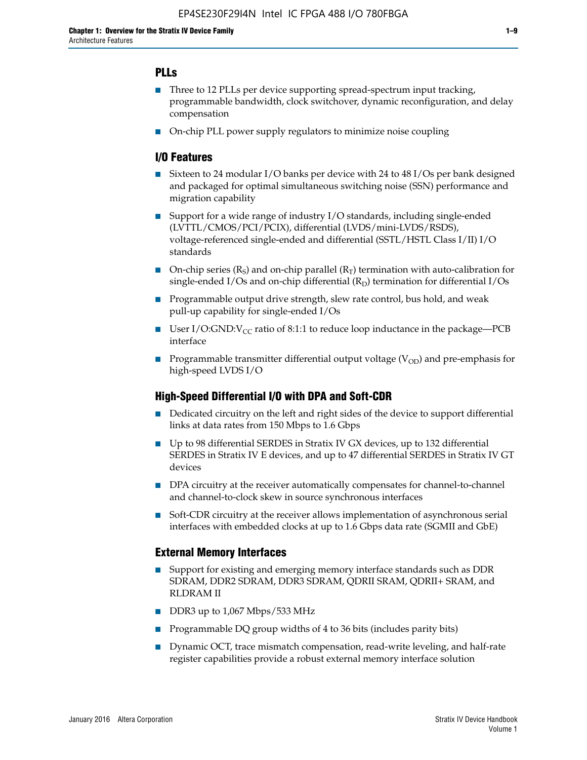## PLLs

- Three to 12 PLLs per device supporting spread-spectrum input tracking, programmable bandwidth, clock switchover, dynamic reconfiguration, and delay compensation
- On-chip PLL power supply regulators to minimize noise coupling

## I/O Features

- Sixteen to 24 modular I/O banks per device with 24 to 48 I/Os per bank designed and packaged for optimal simultaneous switching noise (SSN) performance and migration capability
- Support for a wide range of industry I/O standards, including single-ended (LVTTL/CMOS/PCI/PCIX), differential (LVDS/mini-LVDS/RSDS), voltage-referenced single-ended and differential (SSTL/HSTL Class I/II) I/O standards
- On-chip series ($R_S$) and on-chip parallel ($R_T$) termination with auto-calibration for single-ended I/Os and on-chip differential ($R_D$) termination for differential I/Os
- Programmable output drive strength, slew rate control, bus hold, and weak pull-up capability for single-ended I/Os
- User I/O:GND:$V_{CC}$ ratio of 8:1:1 to reduce loop inductance in the package—PCB interface
- Programmable transmitter differential output voltage ($V_{OD}$) and pre-emphasis for high-speed LVDS I/O

## High-Speed Differential I/O with DPA and Soft-CDR

- Dedicated circuitry on the left and right sides of the device to support differential links at data rates from 150 Mbps to 1.6 Gbps
- Up to 98 differential SERDES in Stratix IV GX devices, up to 132 differential SERDES in Stratix IV E devices, and up to 47 differential SERDES in Stratix IV GT devices
- DPA circuitry at the receiver automatically compensates for channel-to-channel and channel-to-clock skew in source synchronous interfaces
- Soft-CDR circuitry at the receiver allows implementation of asynchronous serial interfaces with embedded clocks at up to 1.6 Gbps data rate (SGMII and GbE)

## External Memory Interfaces

- Support for existing and emerging memory interface standards such as DDR SDRAM, DDR2 SDRAM, DDR3 SDRAM, QDRII SRAM, QDRII+ SRAM, and RLDRAM II
- DDR3 up to 1,067 Mbps/533 MHz
- Programmable DQ group widths of 4 to 36 bits (includes parity bits)
- Dynamic OCT, trace mismatch compensation, read-write leveling, and half-rate register capabilities provide a robust external memory interface solution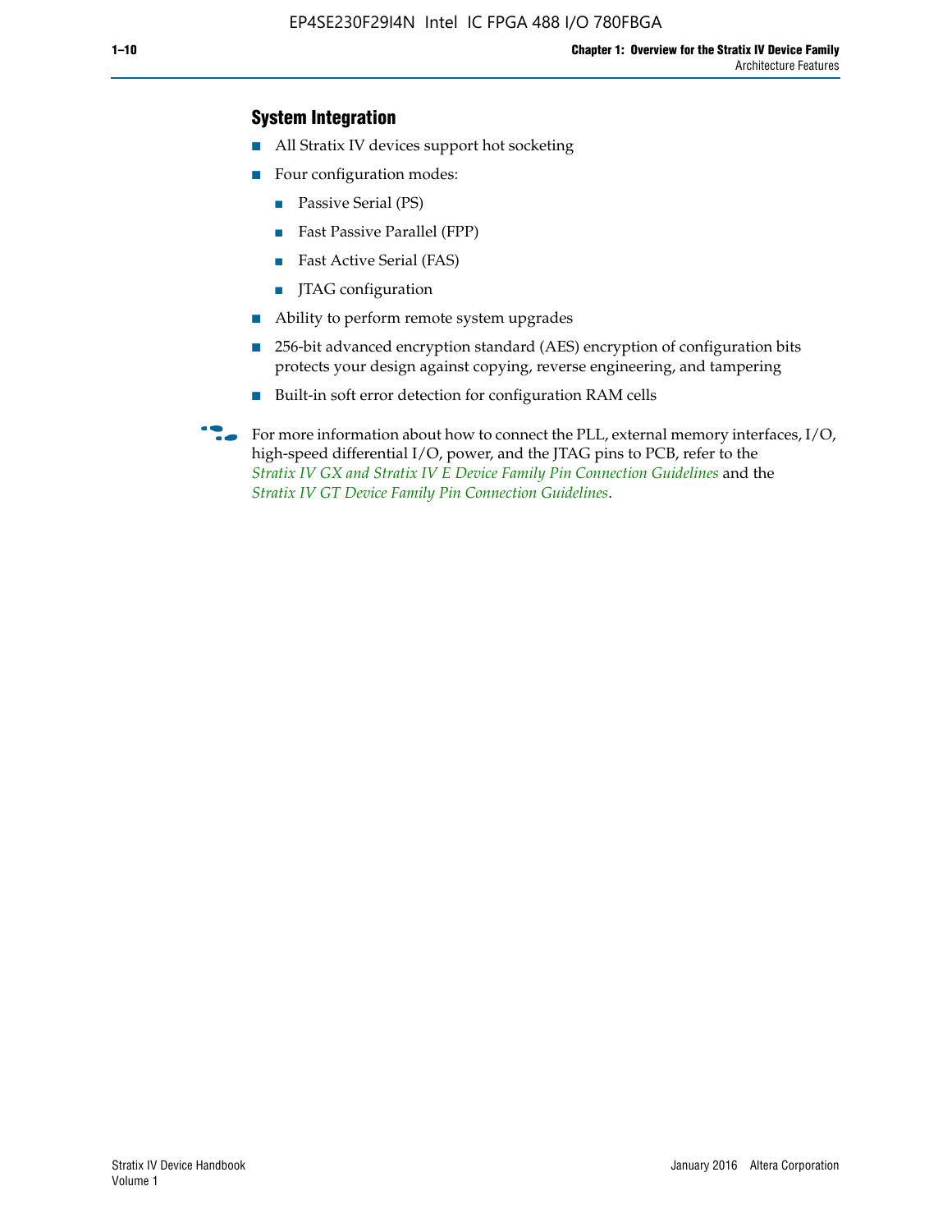### System Integration

- All Stratix IV devices support hot socketing
- Four configuration modes:
  - Passive Serial (PS)
  - Fast Passive Parallel (FPP)
  - Fast Active Serial (FAS)
  - JTAG configuration
- Ability to perform remote system upgrades
- 256-bit advanced encryption standard (AES) encryption of configuration bits protects your design against copying, reverse engineering, and tampering
- Built-in soft error detection for configuration RAM cells

For more information about how to connect the PLL, external memory interfaces, I/O, high-speed differential I/O, power, and the JTAG pins to PCB, refer to the *Stratix IV GX and Stratix IV E Device Family Pin Connection Guidelines* and the *Stratix IV GT Device Family Pin Connection Guidelines*.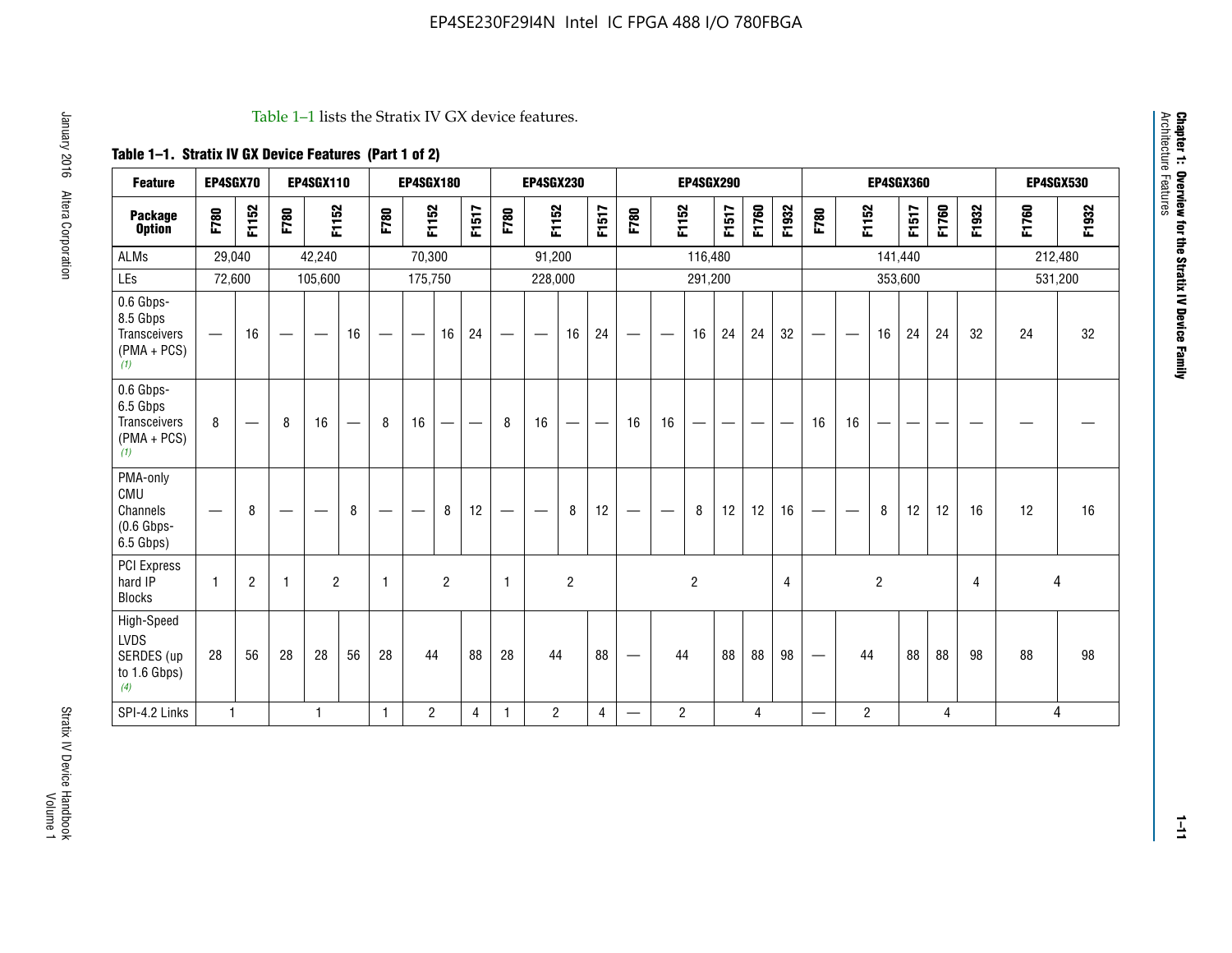Table 1–1 lists the Stratix IV GX device features.

**Table 1–1. Stratix IV GX Device Features (Part 1 of 2)**

| Feature | EP4SGX70 | | EP4SGX110 | | | EP4SGX180 | | | | EP4SGX230 | | | | EP4SGX290 | | | | | | EP4SGX360 | | | | | | EP4SGX530 | |
|---|---|---|---|---|---|---|---|---|---|---|---|---|---|---|---|---|---|---|---|---|---|---|---|---|---|---|---|
| **Package Option** | F780 | F1152 | F780 | F1152 | | F780 | F1152 | | F1517 | F780 | F1152 | | F1517 | F780 | F1152 | | F1517 | F1760 | F1932 | F780 | F1152 | | F1517 | F1760 | F1932 | F1760 | F1932 |
| ALMs | 29,040 | | 42,240 | | | 70,300 | | | | 91,200 | | | | 116,480 | | | | | | 141,440 | | | | | | 212,480 | |
| LEs | 72,600 | | 105,600 | | | 175,750 | | | | 228,000 | | | | 291,200 | | | | | | 353,600 | | | | | | 531,200 | |
| 0.6 Gbps-8.5 Gbps Transceivers (PMA + PCS) *(1)* | — | 16 | — | — | 16 | — | — | 16 | 24 | — | — | 16 | 24 | — | — | 16 | 24 | 24 | 32 | — | — | 16 | 24 | 24 | 32 | 24 | 32 |
| 0.6 Gbps-6.5 Gbps Transceivers (PMA + PCS) *(1)* | 8 | — | 8 | 16 | — | 8 | 16 | — | — | 8 | 16 | — | — | 16 | 16 | — | — | — | — | 16 | 16 | — | — | — | — | — | — |
| PMA-only CMU Channels (0.6 Gbps-6.5 Gbps) | — | 8 | — | — | 8 | — | — | 8 | 12 | — | — | 8 | 12 | — | — | 8 | 12 | 12 | 16 | — | — | 8 | 12 | 12 | 16 | 12 | 16 |
| PCI Express hard IP Blocks | 1 | 2 | 1 | 2 | | 1 | 2 | | | 1 | 2 | | | 2 | | | | | 4 | 2 | | | | | 4 | 4 | |
| High-Speed LVDS SERDES (up to 1.6 Gbps) *(4)* | 28 | 56 | 28 | 28 | 56 | 28 | 44 | | 88 | 28 | 44 | | 88 | — | 44 | | 88 | 88 | 98 | — | 44 | | 88 | 88 | 98 | 88 | 98 |
| SPI-4.2 Links | 1 | | 1 | | | 1 | 2 | | 4 | 1 | 2 | | 4 | — | 2 | | 4 | | | — | 2 | | 4 | | | 4 | |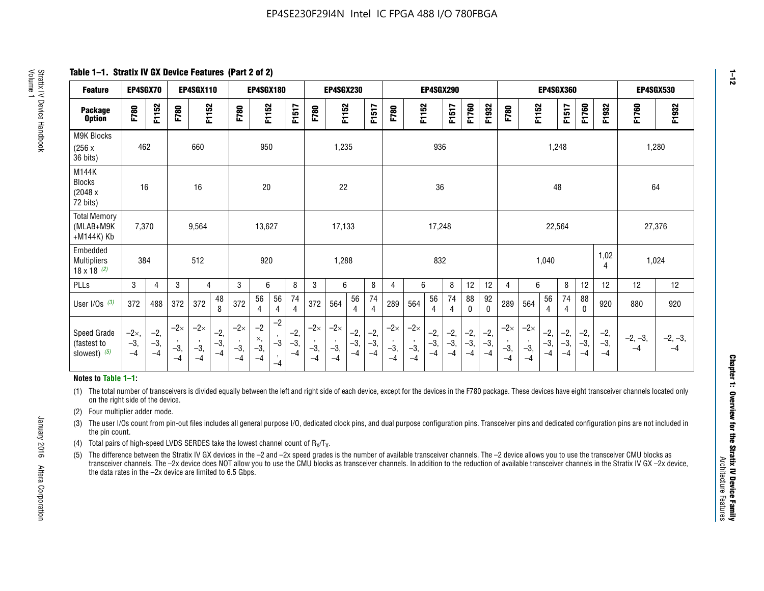## Table 1–1. Stratix IV GX Device Features (Part 2 of 2)

| Feature | EP4SGX70 | | EP4SGX110 | | | EP4SGX180 | | | | EP4SGX230 | | | | EP4SGX290 | | | | | | EP4SGX360 | | | | | | EP4SGX530 | |
|---|---|---|---|---|---|---|---|---|---|---|---|---|---|---|---|---|---|---|---|---|---|---|---|---|---|---|---|
| Package Option | F780 | F1152 | F780 | F1152 | | F780 | F1152 | | F1517 | F780 | F1152 | | F1517 | F780 | F1152 | | F1517 | F1760 | F1932 | F780 | F1152 | | F1517 | F1760 | F1932 | F1760 | F1932 |
| M9K Blocks (256 x 36 bits) | 462 | | 660 | | | 950 | | | | 1,235 | | | | 936 | | | | | | 1,248 | | | | | | 1,280 | |
| M144K Blocks (2048 x 72 bits) | 16 | | 16 | | | 20 | | | | 22 | | | | 36 | | | | | | 48 | | | | | | 64 | |
| Total Memory (MLAB+M9K +M144K) Kb | 7,370 | | 9,564 | | | 13,627 | | | | 17,133 | | | | 17,248 | | | | | | 22,564 | | | | | | 27,376 | |
| Embedded Multipliers 18 x 18 (2) | 384 | | 512 | | | 920 | | | | 1,288 | | | | 832 | | | | | | 1,040 | | | | | 1,024 | 1,024 | |
| PLLs | 3 | 4 | 3 | 4 | | 3 | 6 | | 8 | 3 | 6 | | 8 | 4 | 6 | | 8 | 12 | 12 | 4 | 6 | | 8 | 12 | 12 | 12 | 12 |
| User I/Os (3) | 372 | 488 | 372 | 372 | 488 | 372 | 564 | 564 | 744 | 372 | 564 | 564 | 744 | 289 | 564 | 564 | 744 | 880 | 920 | 289 | 564 | 564 | 744 | 880 | 920 | 880 | 920 |
| Speed Grade (fastest to slowest) (5) | –2×, –3, –4 | –2, –3, –4 | –2×, –3, –4 | –2×, –3, –4 | –2, –3, –4 | –2×, –3, –4 | –2×, –3, –4 | –2, –3, –4 | –2, –3, –4 | –2×, –3, –4 | –2×, –3, –4 | –2, –3, –4 | –2, –3, –4 | –2×, –3, –4 | –2×, –3, –4 | –2, –3, –4 | –2, –3, –4 | –2, –3, –4 | –2, –3, –4 | –2×, –3, –4 | –2×, –3, –4 | –2, –3, –4 | –2, –3, –4 | –2, –3, –4 | –2, –3, –4 | –2, –3, –4 | –2, –3, –4 |

**Notes to Table 1–1:**

(1) The total number of transceivers is divided equally between the left and right side of each device, except for the devices in the F780 package. These devices have eight transceiver channels located only on the right side of the device.

(2) Four multiplier adder mode.

(3) The user I/Os count from pin-out files includes all general purpose I/O, dedicated clock pins, and dual purpose configuration pins. Transceiver pins and dedicated configuration pins are not included in the pin count.

(4) Total pairs of high-speed LVDS SERDES take the lowest channel count of $R_X/T_X$.

(5) The difference between the Stratix IV GX devices in the –2 and –2x speed grades is the number of available transceiver channels. The –2 device allows you to use the transceiver CMU blocks as transceiver channels. The –2x device does NOT allow you to use the CMU blocks as transceiver channels. In addition to the reduction of available transceiver channels in the Stratix IV GX –2x device, the data rates in the –2x device are limited to 6.5 Gbps.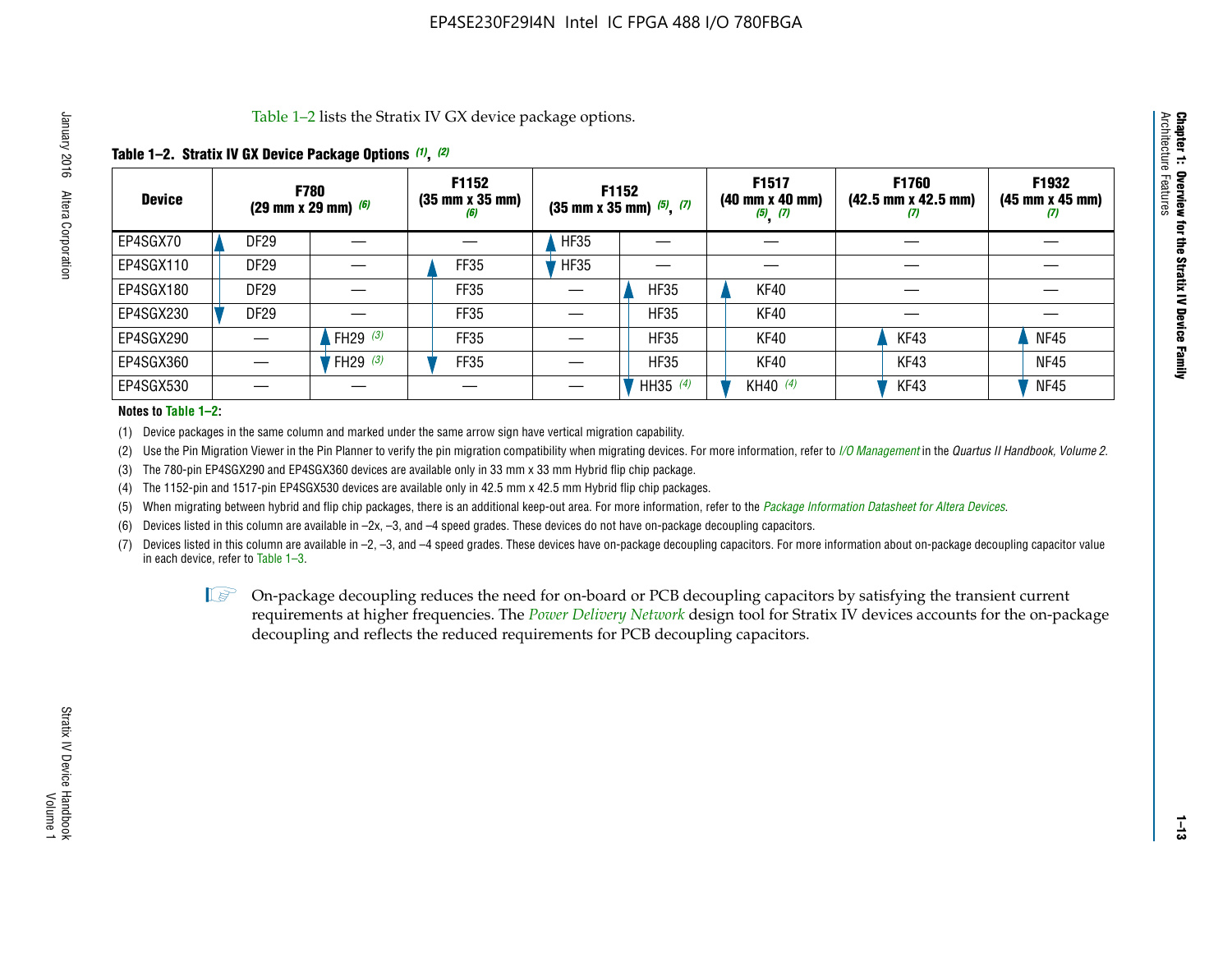Table 1–2 lists the Stratix IV GX device package options.

**Table 1–2. Stratix IV GX Device Package Options** *(1)*, *(2)*

| Device | F780 (29 mm x 29 mm) *(6)* | | F1152 (35 mm x 35 mm) *(6)* | F1152 (35 mm x 35 mm) *(5)*, *(7)* | | F1517 (40 mm x 40 mm) *(5)*, *(7)* | F1760 (42.5 mm x 42.5 mm) *(7)* | F1932 (45 mm x 45 mm) *(7)* |
|---|---|---|---|---|---|---|---|---|
| EP4SGX70 | DF29 | — | — | HF35 | — | — | — | — |
| EP4SGX110 | DF29 | — | FF35 | HF35 | — | — | — | — |
| EP4SGX180 | DF29 | — | FF35 | — | HF35 | KF40 | — | — |
| EP4SGX230 | DF29 | — | FF35 | — | HF35 | KF40 | — | — |
| EP4SGX290 | — | FH29 *(3)* | FF35 | — | HF35 | KF40 | KF43 | NF45 |
| EP4SGX360 | — | FH29 *(3)* | FF35 | — | HF35 | KF40 | KF43 | NF45 |
| EP4SGX530 | — | — | — | — | HH35 *(4)* | KH40 *(4)* | KF43 | NF45 |

**Notes to Table 1–2:**

(1) Device packages in the same column and marked under the same arrow sign have vertical migration capability.

(2) Use the Pin Migration Viewer in the Pin Planner to verify the pin migration compatibility when migrating devices. For more information, refer to *I/O Management* in the *Quartus II Handbook, Volume 2*.

(3) The 780-pin EP4SGX290 and EP4SGX360 devices are available only in 33 mm x 33 mm Hybrid flip chip package.

(4) The 1152-pin and 1517-pin EP4SGX530 devices are available only in 42.5 mm x 42.5 mm Hybrid flip chip packages.

(5) When migrating between hybrid and flip chip packages, there is an additional keep-out area. For more information, refer to the *Package Information Datasheet for Altera Devices*.

(6) Devices listed in this column are available in –2x, –3, and –4 speed grades. These devices do not have on-package decoupling capacitors.

(7) Devices listed in this column are available in –2, –3, and –4 speed grades. These devices have on-package decoupling capacitors. For more information about on-package decoupling capacitor value in each device, refer to Table 1–3.

On-package decoupling reduces the need for on-board or PCB decoupling capacitors by satisfying the transient current requirements at higher frequencies. The *Power Delivery Network* design tool for Stratix IV devices accounts for the on-package decoupling and reflects the reduced requirements for PCB decoupling capacitors.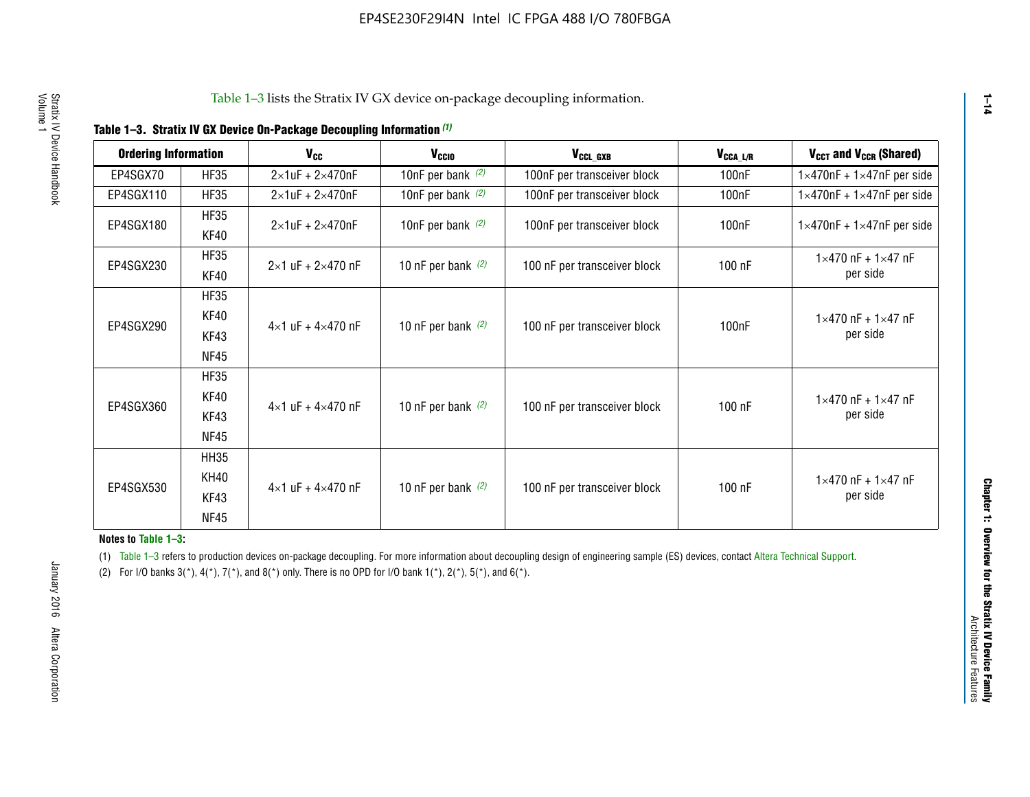Table 1–3 lists the Stratix IV GX device on-package decoupling information.

**Table 1–3. Stratix IV GX Device On-Package Decoupling Information (1)**

| Ordering Information | | $V_{CC}$ | $V_{CCIO}$ | $V_{CCL\_GXB}$ | $V_{CCA\_L/R}$ | $V_{CCT}$ and $V_{CCR}$ (Shared) |
|---|---|---|---|---|---|---|
| EP4SGX70 | HF35 | 2×1uF + 2×470nF | 10nF per bank (2) | 100nF per transceiver block | 100nF | 1×470nF + 1×47nF per side |
| EP4SGX110 | HF35 | 2×1uF + 2×470nF | 10nF per bank (2) | 100nF per transceiver block | 100nF | 1×470nF + 1×47nF per side |
| EP4SGX180 | HF35, KF40 | 2×1uF + 2×470nF | 10nF per bank (2) | 100nF per transceiver block | 100nF | 1×470nF + 1×47nF per side |
| EP4SGX230 | HF35, KF40 | 2×1 uF + 2×470 nF | 10 nF per bank (2) | 100 nF per transceiver block | 100 nF | 1×470 nF + 1×47 nF per side |
| EP4SGX290 | HF35, KF40, KF43, NF45 | 4×1 uF + 4×470 nF | 10 nF per bank (2) | 100 nF per transceiver block | 100nF | 1×470 nF + 1×47 nF per side |
| EP4SGX360 | HF35, KF40, KF43, NF45 | 4×1 uF + 4×470 nF | 10 nF per bank (2) | 100 nF per transceiver block | 100 nF | 1×470 nF + 1×47 nF per side |
| EP4SGX530 | HH35, KH40, KF43, NF45 | 4×1 uF + 4×470 nF | 10 nF per bank (2) | 100 nF per transceiver block | 100 nF | 1×470 nF + 1×47 nF per side |

**Notes to Table 1–3:**

(1) Table 1–3 refers to production devices on-package decoupling. For more information about decoupling design of engineering sample (ES) devices, contact Altera Technical Support.

(2) For I/O banks 3(*), 4(*), 7(*), and 8(*) only. There is no OPD for I/O bank 1(*), 2(*), 5(*), and 6(*).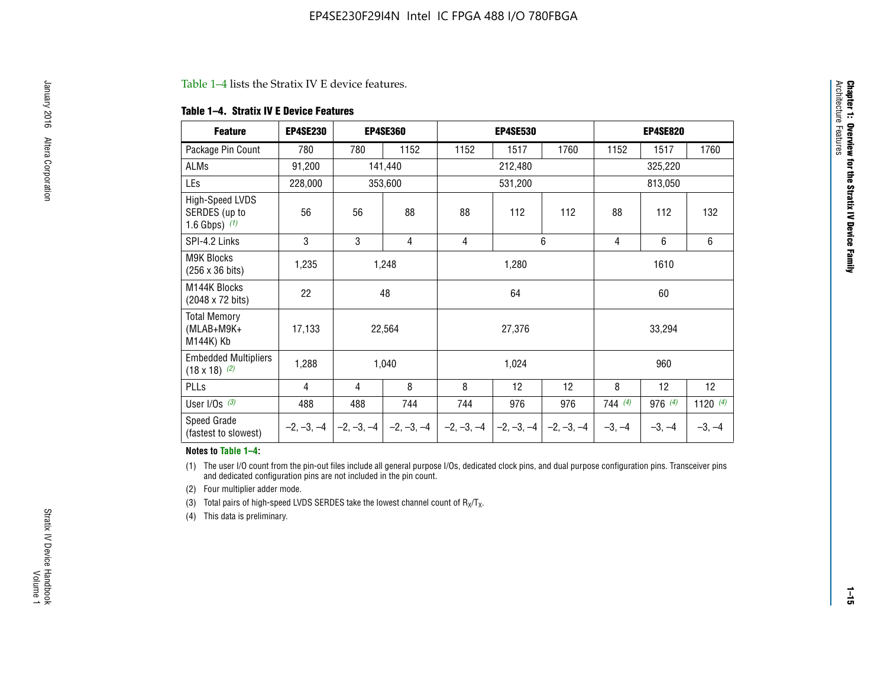Table 1–4 lists the Stratix IV E device features.

**Table 1–4. Stratix IV E Device Features**

| Feature | EP4SE230 | EP4SE360 | | EP4SE530 | | | EP4SE820 | | |
|---|---|---|---|---|---|---|---|---|---|
| Package Pin Count | 780 | 780 | 1152 | 1152 | 1517 | 1760 | 1152 | 1517 | 1760 |
| ALMs | 91,200 | 141,440 | | 212,480 | | | 325,220 | | |
| LEs | 228,000 | 353,600 | | 531,200 | | | 813,050 | | |
| High-Speed LVDS SERDES (up to 1.6 Gbps) *(1)* | 56 | 56 | 88 | 88 | 112 | 112 | 88 | 112 | 132 |
| SPI-4.2 Links | 3 | 3 | 4 | 4 | 6 | | 4 | 6 | 6 |
| M9K Blocks (256 x 36 bits) | 1,235 | 1,248 | | 1,280 | | | 1610 | | |
| M144K Blocks (2048 x 72 bits) | 22 | 48 | | 64 | | | 60 | | |
| Total Memory (MLAB+M9K+ M144K) Kb | 17,133 | 22,564 | | 27,376 | | | 33,294 | | |
| Embedded Multipliers (18 x 18) *(2)* | 1,288 | 1,040 | | 1,024 | | | 960 | | |
| PLLs | 4 | 4 | 8 | 8 | 12 | 12 | 8 | 12 | 12 |
| User I/Os *(3)* | 488 | 488 | 744 | 744 | 976 | 976 | 744 *(4)* | 976 *(4)* | 1120 *(4)* |
| Speed Grade (fastest to slowest) | –2, –3, –4 | –2, –3, –4 | –2, –3, –4 | –2, –3, –4 | –2, –3, –4 | –2, –3, –4 | –3, –4 | –3, –4 | –3, –4 |

**Notes to Table 1–4:**

(1) The user I/O count from the pin-out files include all general purpose I/Os, dedicated clock pins, and dual purpose configuration pins. Transceiver pins and dedicated configuration pins are not included in the pin count.

(2) Four multiplier adder mode.

(3) Total pairs of high-speed LVDS SERDES take the lowest channel count of $R_X/T_X$.

(4) This data is preliminary.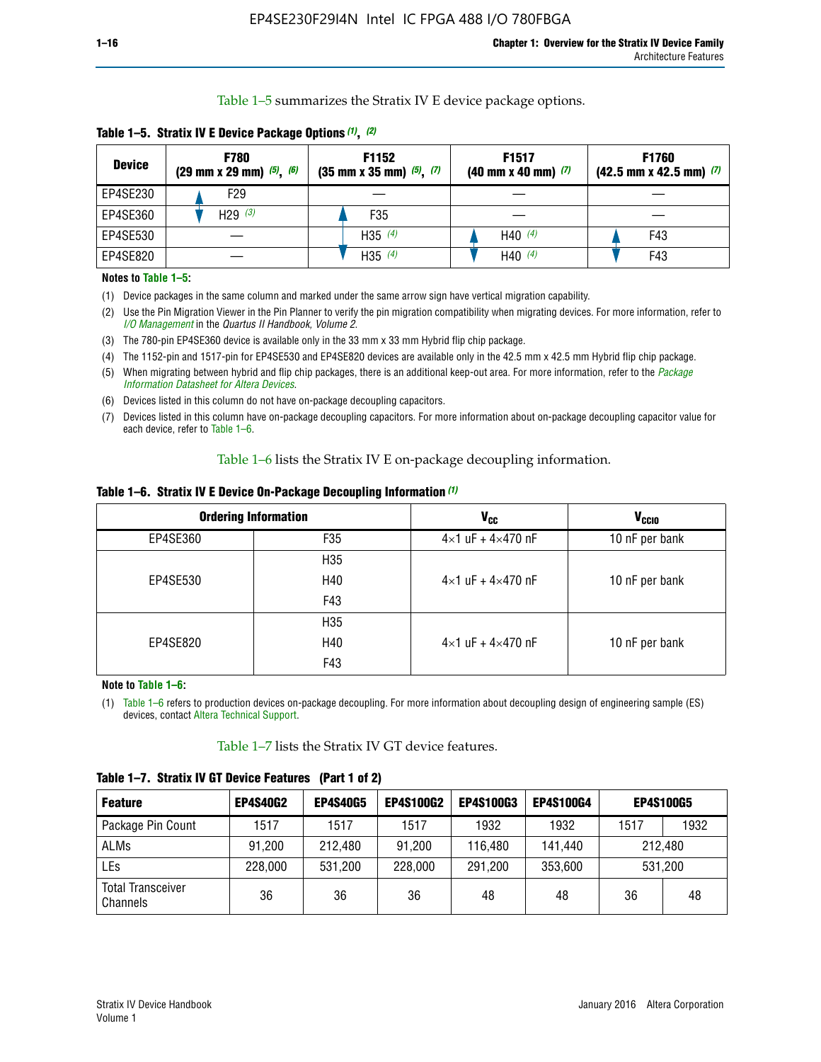Table 1–5 summarizes the Stratix IV E device package options.

**Table 1–5. Stratix IV E Device Package Options (1), (2)**

| Device | F780 (29 mm x 29 mm) (5), (6) | F1152 (35 mm x 35 mm) (5), (7) | F1517 (40 mm x 40 mm) (7) | F1760 (42.5 mm x 42.5 mm) (7) |
|---|---|---|---|---|
| EP4SE230 | F29 | — | — | — |
| EP4SE360 | H29 (3) | F35 | — | — |
| EP4SE530 | — | H35 (4) | H40 (4) | F43 |
| EP4SE820 | — | H35 (4) | H40 (4) | F43 |

**Notes to Table 1–5:**

(1) Device packages in the same column and marked under the same arrow sign have vertical migration capability.

(2) Use the Pin Migration Viewer in the Pin Planner to verify the pin migration compatibility when migrating devices. For more information, refer to *I/O Management* in the *Quartus II Handbook, Volume 2*.

(3) The 780-pin EP4SE360 device is available only in the 33 mm x 33 mm Hybrid flip chip package.

(4) The 1152-pin and 1517-pin for EP4SE530 and EP4SE820 devices are available only in the 42.5 mm x 42.5 mm Hybrid flip chip package.

(5) When migrating between hybrid and flip chip packages, there is an additional keep-out area. For more information, refer to the *Package Information Datasheet for Altera Devices*.

(6) Devices listed in this column do not have on-package decoupling capacitors.

(7) Devices listed in this column have on-package decoupling capacitors. For more information about on-package decoupling capacitor value for each device, refer to Table 1–6.

Table 1–6 lists the Stratix IV E on-package decoupling information.

**Table 1–6. Stratix IV E Device On-Package Decoupling Information (1)**

| Ordering Information | | $V_{CC}$ | $V_{CCIO}$ |
|---|---|---|---|
| EP4SE360 | F35 | 4×1 uF + 4×470 nF | 10 nF per bank |
| EP4SE530 | H35<br>H40<br>F43 | 4×1 uF + 4×470 nF | 10 nF per bank |
| EP4SE820 | H35<br>H40<br>F43 | 4×1 uF + 4×470 nF | 10 nF per bank |

**Note to Table 1–6:**

(1) Table 1–6 refers to production devices on-package decoupling. For more information about decoupling design of engineering sample (ES) devices, contact Altera Technical Support.

Table 1–7 lists the Stratix IV GT device features.

**Table 1–7. Stratix IV GT Device Features (Part 1 of 2)**

| Feature | EP4S40G2 | EP4S40G5 | EP4S100G2 | EP4S100G3 | EP4S100G4 | EP4S100G5 | |
|---|---|---|---|---|---|---|---|
| Package Pin Count | 1517 | 1517 | 1517 | 1932 | 1932 | 1517 | 1932 |
| ALMs | 91,200 | 212,480 | 91,200 | 116,480 | 141,440 | 212,480 | |
| LEs | 228,000 | 531,200 | 228,000 | 291,200 | 353,600 | 531,200 | |
| Total Transceiver Channels | 36 | 36 | 36 | 48 | 48 | 36 | 48 |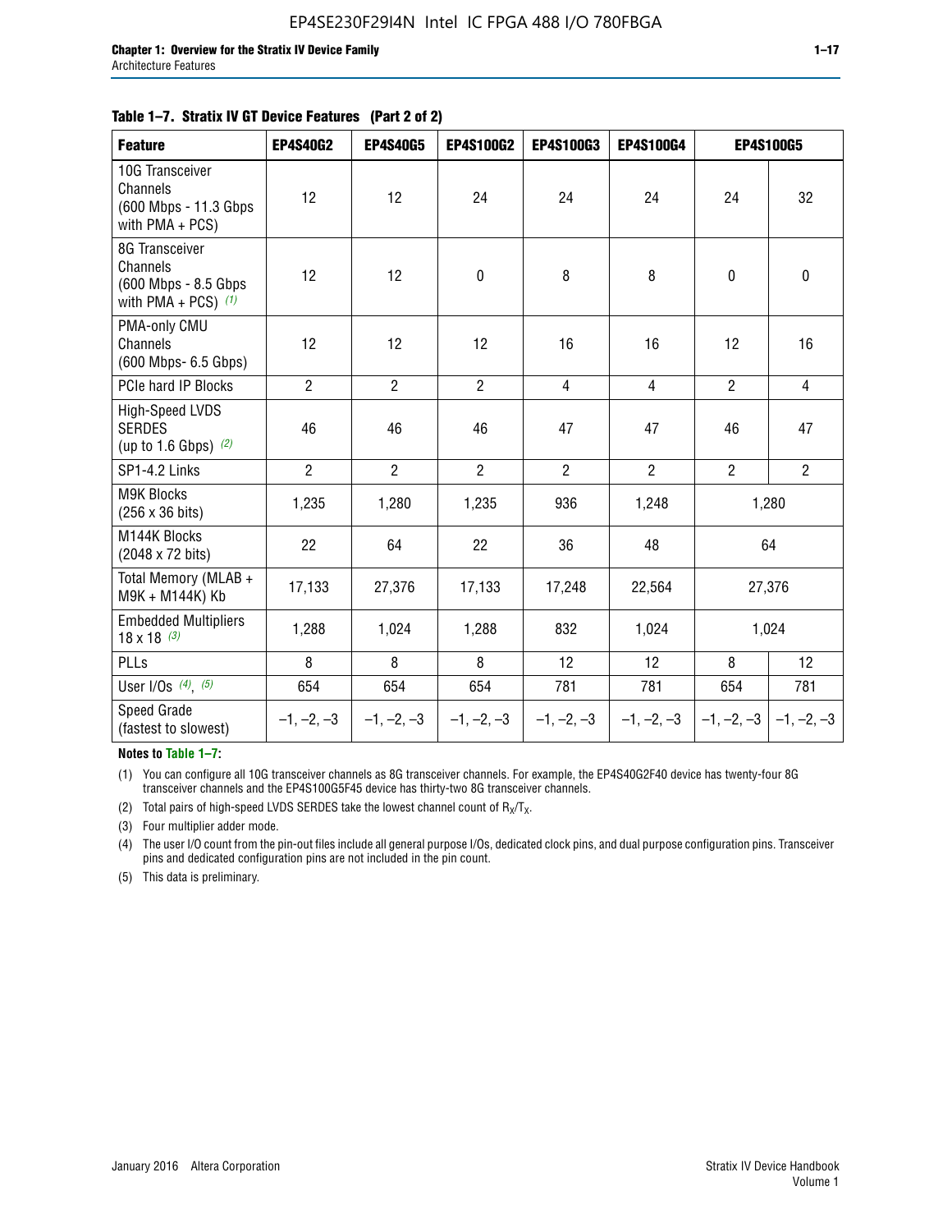**Table 1–7. Stratix IV GT Device Features (Part 2 of 2)**

| Feature | EP4S40G2 | EP4S40G5 | EP4S100G2 | EP4S100G3 | EP4S100G4 | EP4S100G5 | |
|---|---|---|---|---|---|---|---|
| 10G Transceiver Channels (600 Mbps - 11.3 Gbps with PMA + PCS) | 12 | 12 | 24 | 24 | 24 | 24 | 32 |
| 8G Transceiver Channels (600 Mbps - 8.5 Gbps with PMA + PCS) *(1)* | 12 | 12 | 0 | 8 | 8 | 0 | 0 |
| PMA-only CMU Channels (600 Mbps- 6.5 Gbps) | 12 | 12 | 12 | 16 | 16 | 12 | 16 |
| PCIe hard IP Blocks | 2 | 2 | 2 | 4 | 4 | 2 | 4 |
| High-Speed LVDS SERDES (up to 1.6 Gbps) *(2)* | 46 | 46 | 46 | 47 | 47 | 46 | 47 |
| SP1-4.2 Links | 2 | 2 | 2 | 2 | 2 | 2 | 2 |
| M9K Blocks (256 x 36 bits) | 1,235 | 1,280 | 1,235 | 936 | 1,248 | 1,280 | |
| M144K Blocks (2048 x 72 bits) | 22 | 64 | 22 | 36 | 48 | 64 | |
| Total Memory (MLAB + M9K + M144K) Kb | 17,133 | 27,376 | 17,133 | 17,248 | 22,564 | 27,376 | |
| Embedded Multipliers 18 x 18 *(3)* | 1,288 | 1,024 | 1,288 | 832 | 1,024 | 1,024 | |
| PLLs | 8 | 8 | 8 | 12 | 12 | 8 | 12 |
| User I/Os *(4)*, *(5)* | 654 | 654 | 654 | 781 | 781 | 654 | 781 |
| Speed Grade (fastest to slowest) | –1, –2, –3 | –1, –2, –3 | –1, –2, –3 | –1, –2, –3 | –1, –2, –3 | –1, –2, –3 | –1, –2, –3 |

**Notes to Table 1–7:**

(1) You can configure all 10G transceiver channels as 8G transceiver channels. For example, the EP4S40G2F40 device has twenty-four 8G transceiver channels and the EP4S100G5F45 device has thirty-two 8G transceiver channels.

(2) Total pairs of high-speed LVDS SERDES take the lowest channel count of $R_X/T_X$.

(3) Four multiplier adder mode.

(4) The user I/O count from the pin-out files include all general purpose I/Os, dedicated clock pins, and dual purpose configuration pins. Transceiver pins and dedicated configuration pins are not included in the pin count.

(5) This data is preliminary.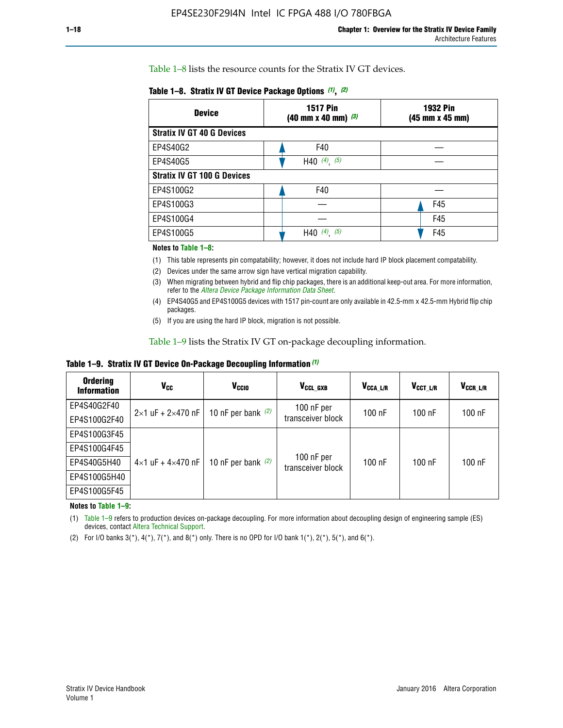Table 1–8 lists the resource counts for the Stratix IV GT devices.

**Table 1–8. Stratix IV GT Device Package Options (1), (2)**

| Device | 1517 Pin (40 mm x 40 mm) (3) | 1932 Pin (45 mm x 45 mm) |
|---|---|---|
| **Stratix IV GT 40 G Devices** | | |
| EP4S40G2 | F40 | — |
| EP4S40G5 | H40 (4), (5) | — |
| **Stratix IV GT 100 G Devices** | | |
| EP4S100G2 | F40 | — |
| EP4S100G3 | — | F45 |
| EP4S100G4 | — | F45 |
| EP4S100G5 | H40 (4), (5) | F45 |

**Notes to Table 1–8:**

(1) This table represents pin compatability; however, it does not include hard IP block placement compatability.

(2) Devices under the same arrow sign have vertical migration capability.

(3) When migrating between hybrid and flip chip packages, there is an additional keep-out area. For more information, refer to the *Altera Device Package Information Data Sheet*.

(4) EP4S40G5 and EP4S100G5 devices with 1517 pin-count are only available in 42.5-mm x 42.5-mm Hybrid flip chip packages.

(5) If you are using the hard IP block, migration is not possible.

Table 1–9 lists the Stratix IV GT on-package decoupling information.

**Table 1–9. Stratix IV GT Device On-Package Decoupling Information (1)**

| Ordering Information | $V_{CC}$ | $V_{CCIO}$ | $V_{CCL\_GXB}$ | $V_{CCA\_L/R}$ | $V_{CCT\_L/R}$ | $V_{CCR\_L/R}$ |
|---|---|---|---|---|---|---|
| EP4S40G2F40 | 2×1 uF + 2×470 nF | 10 nF per bank (2) | 100 nF per transceiver block | 100 nF | 100 nF | 100 nF |
| EP4S100G2F40 | | | | | | |
| EP4S100G3F45 | 4×1 uF + 4×470 nF | 10 nF per bank (2) | 100 nF per transceiver block | 100 nF | 100 nF | 100 nF |
| EP4S100G4F45 | | | | | | |
| EP4S40G5H40 | | | | | | |
| EP4S100G5H40 | | | | | | |
| EP4S100G5F45 | | | | | | |

**Notes to Table 1–9:**

(1) Table 1–9 refers to production devices on-package decoupling. For more information about decoupling design of engineering sample (ES) devices, contact Altera Technical Support.

(2) For I/O banks 3(*), 4(*), 7(*), and 8(*) only. There is no OPD for I/O bank 1(*), 2(*), 5(*), and 6(*).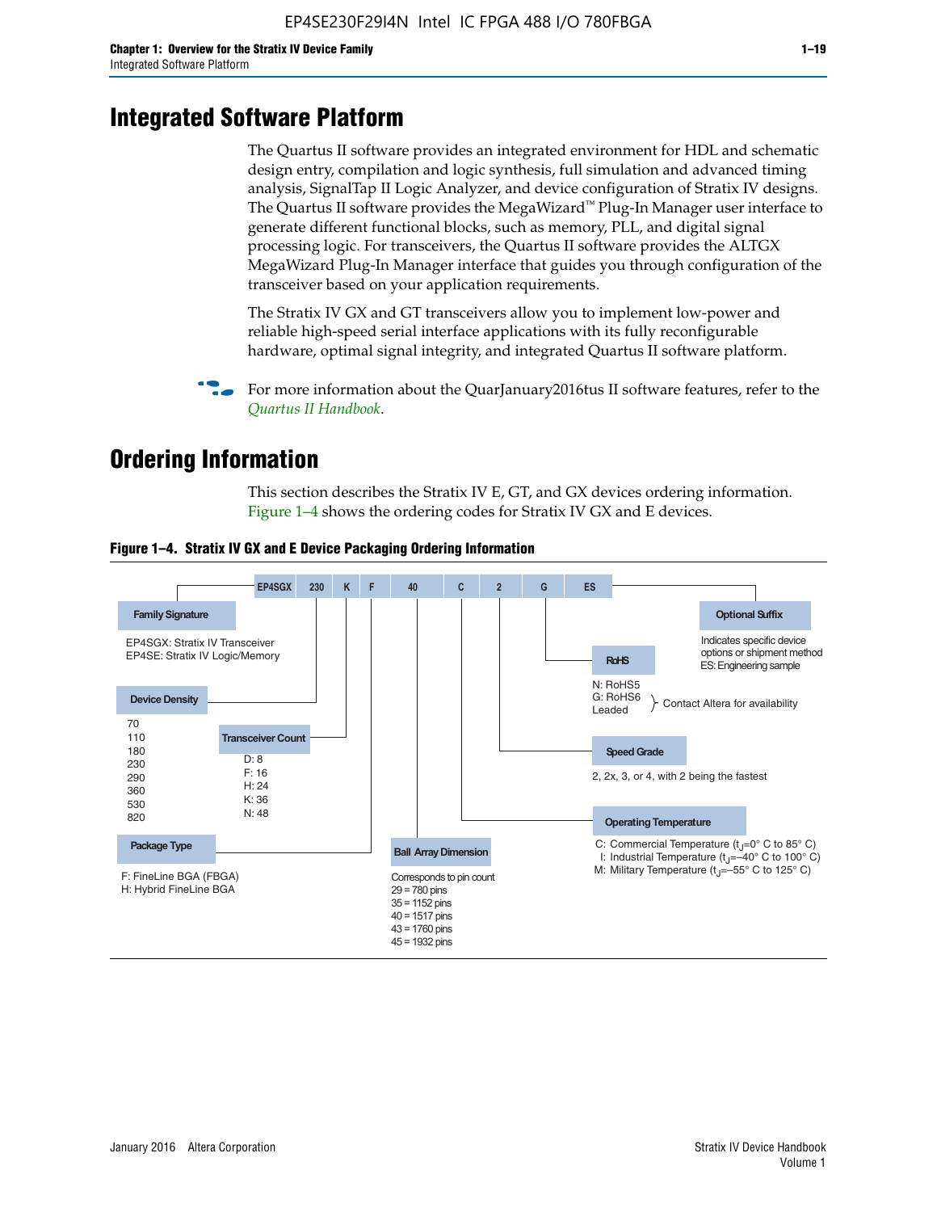# Integrated Software Platform

The Quartus II software provides an integrated environment for HDL and schematic design entry, compilation and logic synthesis, full simulation and advanced timing analysis, SignalTap II Logic Analyzer, and device configuration of Stratix IV designs. The Quartus II software provides the MegaWizard™ Plug-In Manager user interface to generate different functional blocks, such as memory, PLL, and digital signal processing logic. For transceivers, the Quartus II software provides the ALTGX MegaWizard Plug-In Manager interface that guides you through configuration of the transceiver based on your application requirements.

The Stratix IV GX and GT transceivers allow you to implement low-power and reliable high-speed serial interface applications with its fully reconfigurable hardware, optimal signal integrity, and integrated Quartus II software platform.

For more information about the QuarJanuary2016tus II software features, refer to the *Quartus II Handbook*.

# Ordering Information

This section describes the Stratix IV E, GT, and GX devices ordering information. Figure 1–4 shows the ordering codes for Stratix IV GX and E devices.

**Figure 1–4. Stratix IV GX and E Device Packaging Ordering Information**

EP4SGX 230 K F 40 C 2 G ES

- **Family Signature**
  - EP4SGX: Stratix IV Transceiver
  - EP4SE: Stratix IV Logic/Memory
- **Device Density**: 70, 110, 180, 230, 290, 360, 530, 820
- **Transceiver Count**
  - D: 8
  - F: 16
  - H: 24
  - K: 36
  - N: 48
- **Package Type**
  - F: FineLine BGA (FBGA)
  - H: Hybrid FineLine BGA
- **Ball Array Dimension**: Corresponds to pin count
  - 29 = 780 pins
  - 35 = 1152 pins
  - 40 = 1517 pins
  - 43 = 1760 pins
  - 45 = 1932 pins
- **Operating Temperature**
  - C: Commercial Temperature ($t_J$=0° C to 85° C)
  - I: Industrial Temperature ($t_J$=–40° C to 100° C)
  - M: Military Temperature ($t_J$=–55° C to 125° C)
- **Speed Grade**: 2, 2x, 3, or 4, with 2 being the fastest
- **RoHS**
  - N: RoHS5
  - G: RoHS6
  - Leaded
  - (RoHS6 and Leaded: Contact Altera for availability)
- **Optional Suffix**: Indicates specific device options or shipment method
  - ES: Engineering sample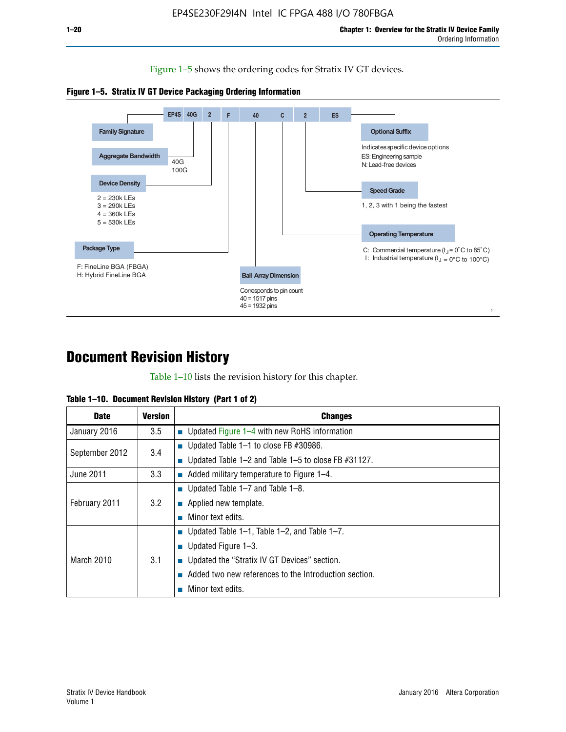Figure 1–5 shows the ordering codes for Stratix IV GT devices.

**Figure 1–5. Stratix IV GT Device Packaging Ordering Information**

EP4S 40G 2 F 40 C 2 ES

**Family Signature**

**Aggregate Bandwidth**
40G
100G

**Device Density**
2 = 230k LEs
3 = 290k LEs
4 = 360k LEs
5 = 530k LEs

**Package Type**
F: FineLine BGA (FBGA)
H: Hybrid FineLine BGA

**Ball Array Dimension**
Corresponds to pin count
40 = 1517 pins
45 = 1932 pins

**Optional Suffix**
Indicates specific device options
ES: Engineering sample
N: Lead-free devices

**Speed Grade**
1, 2, 3 with 1 being the fastest

**Operating Temperature**
C: Commercial temperature ($t_J$ = 0˚C to 85˚C)
I: Industrial temperature ($t_J$ = 0°C to 100°C)

# Document Revision History

Table 1–10 lists the revision history for this chapter.

**Table 1–10. Document Revision History (Part 1 of 2)**

| Date | Version | Changes |
|---|---|---|
| January 2016 | 3.5 | ■ Updated Figure 1–4 with new RoHS information |
| September 2012 | 3.4 | ■ Updated Table 1–1 to close FB #30986.<br>■ Updated Table 1–2 and Table 1–5 to close FB #31127. |
| June 2011 | 3.3 | ■ Added military temperature to Figure 1–4. |
| February 2011 | 3.2 | ■ Updated Table 1–7 and Table 1–8.<br>■ Applied new template.<br>■ Minor text edits. |
| March 2010 | 3.1 | ■ Updated Table 1–1, Table 1–2, and Table 1–7.<br>■ Updated Figure 1–3.<br>■ Updated the “Stratix IV GT Devices” section.<br>■ Added two new references to the Introduction section.<br>■ Minor text edits. |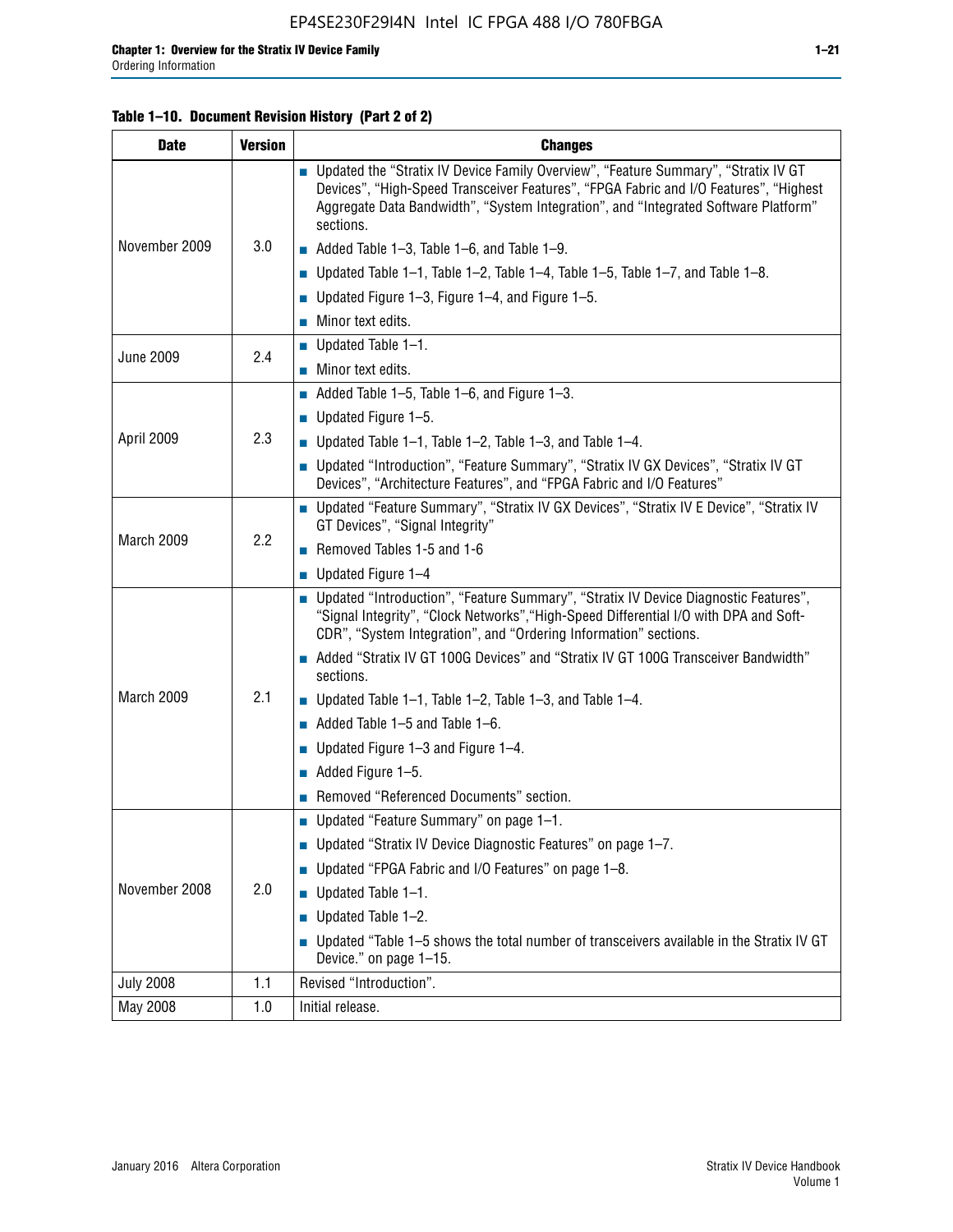**Table 1–10. Document Revision History (Part 2 of 2)**

| Date | Version | Changes |
|---|---|---|
| November 2009 | 3.0 | ■ Updated the "Stratix IV Device Family Overview", "Feature Summary", "Stratix IV GT Devices", "High-Speed Transceiver Features", "FPGA Fabric and I/O Features", "Highest Aggregate Data Bandwidth", "System Integration", and "Integrated Software Platform" sections.<br>■ Added Table 1–3, Table 1–6, and Table 1–9.<br>■ Updated Table 1–1, Table 1–2, Table 1–4, Table 1–5, Table 1–7, and Table 1–8.<br>■ Updated Figure 1–3, Figure 1–4, and Figure 1–5.<br>■ Minor text edits. |
| June 2009 | 2.4 | ■ Updated Table 1–1.<br>■ Minor text edits. |
| April 2009 | 2.3 | ■ Added Table 1–5, Table 1–6, and Figure 1–3.<br>■ Updated Figure 1–5.<br>■ Updated Table 1–1, Table 1–2, Table 1–3, and Table 1–4.<br>■ Updated "Introduction", "Feature Summary", "Stratix IV GX Devices", "Stratix IV GT Devices", "Architecture Features", and "FPGA Fabric and I/O Features" |
| March 2009 | 2.2 | ■ Updated "Feature Summary", "Stratix IV GX Devices", "Stratix IV E Device", "Stratix IV GT Devices", "Signal Integrity"<br>■ Removed Tables 1-5 and 1-6<br>■ Updated Figure 1–4 |
| March 2009 | 2.1 | ■ Updated "Introduction", "Feature Summary", "Stratix IV Device Diagnostic Features", "Signal Integrity", "Clock Networks","High-Speed Differential I/O with DPA and Soft-CDR", "System Integration", and "Ordering Information" sections.<br>■ Added "Stratix IV GT 100G Devices" and "Stratix IV GT 100G Transceiver Bandwidth" sections.<br>■ Updated Table 1–1, Table 1–2, Table 1–3, and Table 1–4.<br>■ Added Table 1–5 and Table 1–6.<br>■ Updated Figure 1–3 and Figure 1–4.<br>■ Added Figure 1–5.<br>■ Removed "Referenced Documents" section. |
| November 2008 | 2.0 | ■ Updated "Feature Summary" on page 1–1.<br>■ Updated "Stratix IV Device Diagnostic Features" on page 1–7.<br>■ Updated "FPGA Fabric and I/O Features" on page 1–8.<br>■ Updated Table 1–1.<br>■ Updated Table 1–2.<br>■ Updated "Table 1–5 shows the total number of transceivers available in the Stratix IV GT Device." on page 1–15. |
| July 2008 | 1.1 | Revised "Introduction". |
| May 2008 | 1.0 | Initial release. |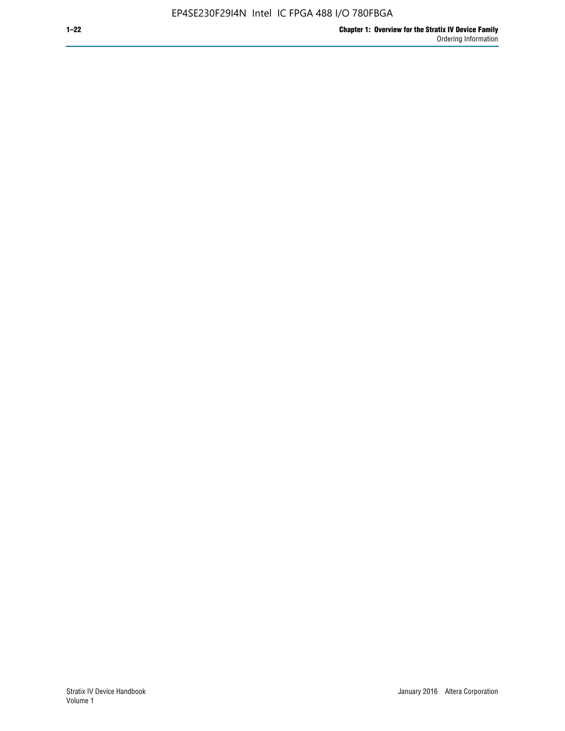EP4SE230F29I4N Intel IC FPGA 488 I/O 780FBGA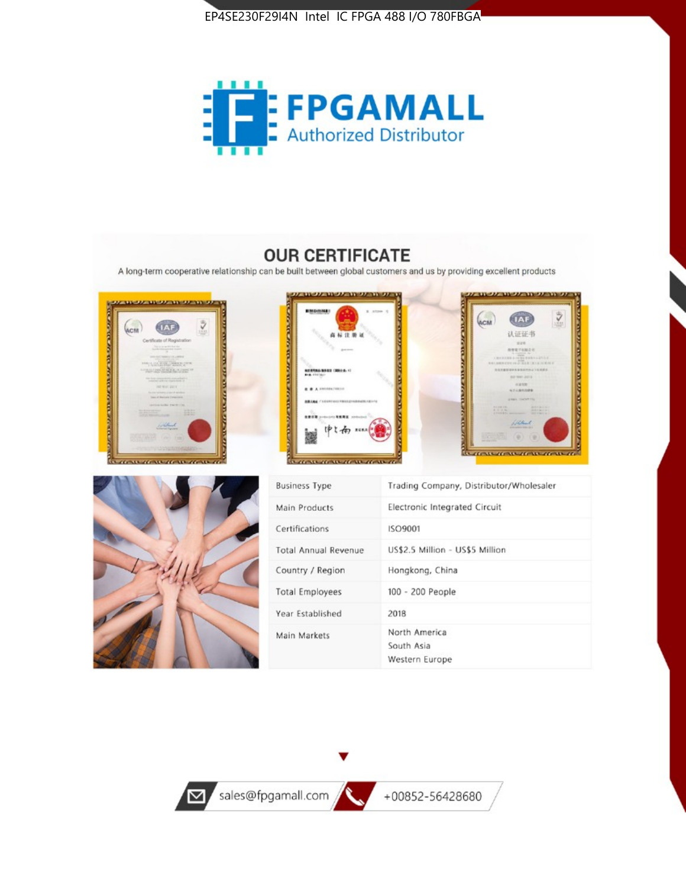FPGAMALL
Authorized Distributor

## OUR CERTIFICATE

A long-term cooperative relationship can be built between global customers and us by providing excellent products

| | |
|---|---|
| Business Type | Trading Company, Distributor/Wholesaler |
| Main Products | Electronic Integrated Circuit |
| Certifications | ISO9001 |
| Total Annual Revenue | US$2.5 Million - US$5 Million |
| Country / Region | Hongkong, China |
| Total Employees | 100 - 200 People |
| Year Established | 2018 |
| Main Markets | North America<br>South Asia<br>Western Europe |

sales@fpgamall.com

+00852-56428680